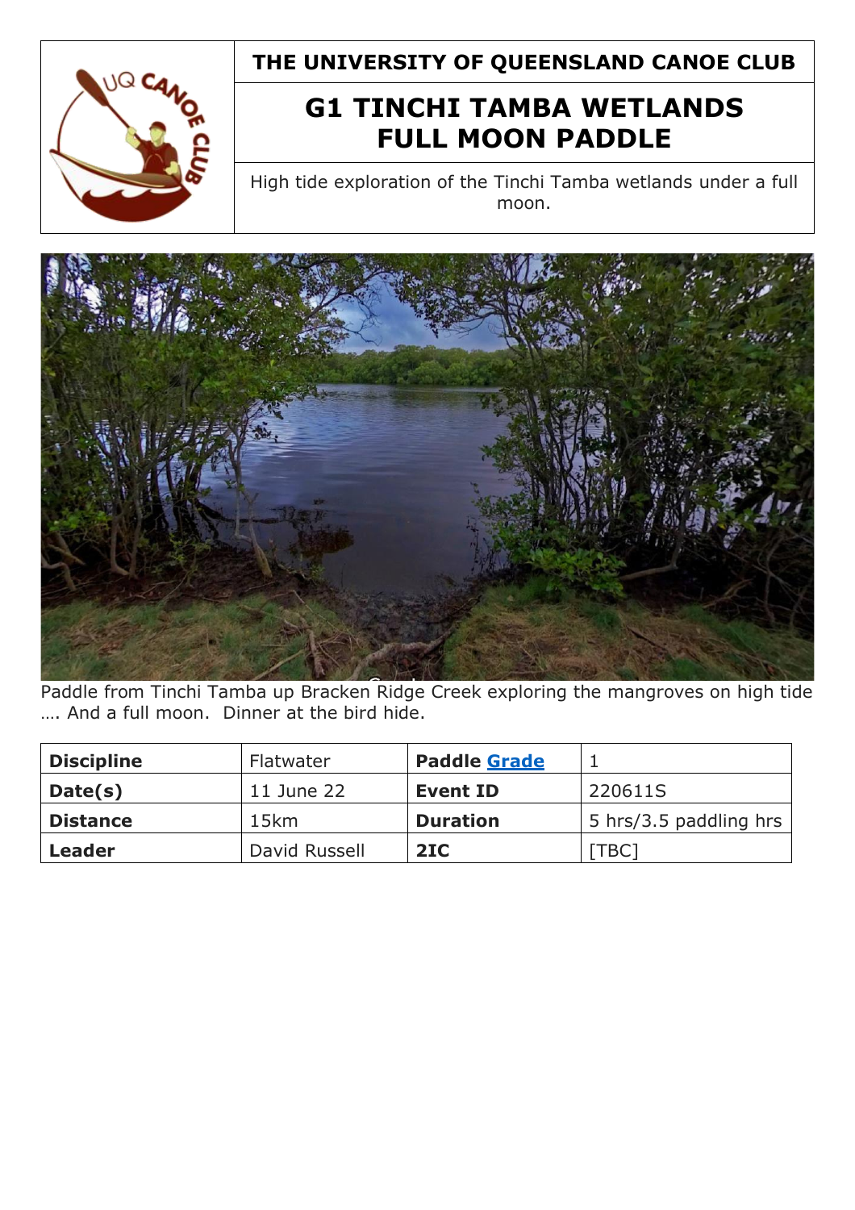**THE UNIVERSITY OF QUEENSLAND CANOE CLUB**

# G1 TINCHI TAMBA WETLANDS FULL MOON PADDLE

High tide exploration of the Tinchi Tamba wetlands under a full moon.

Paddle from Tinchi Tamba up Bracken Ridge Creek exploring the mangroves on high tide …. And a full moon. Dinner at the bird hide.

| **Discipline** | Flatwater | **Paddle Grade** | 1 |
|---|---|---|---|
| **Date(s)** | 11 June 22 | **Event ID** | 220611S |
| **Distance** | 15km | **Duration** | 5 hrs/3.5 paddling hrs |
| **Leader** | David Russell | **2IC** | [TBC] |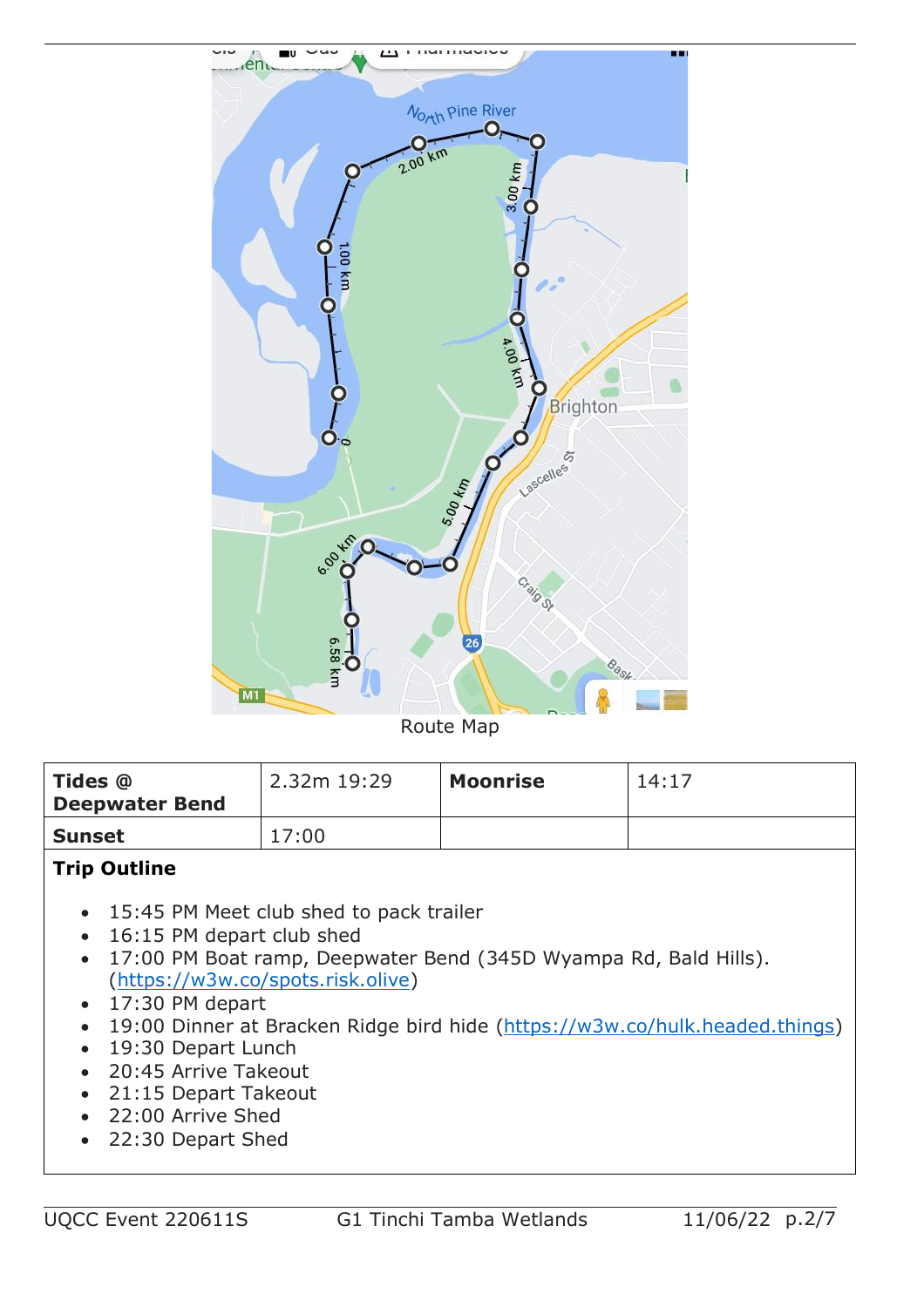Route Map

| **Tides @ Deepwater Bend** | 2.32m 19:29 | **Moonrise** | 14:17 |
| --- | --- | --- | --- |
| **Sunset** | 17:00 | | |

**Trip Outline**

- 15:45 PM Meet club shed to pack trailer
- 16:15 PM depart club shed
- 17:00 PM Boat ramp, Deepwater Bend (345D Wyampa Rd, Bald Hills). ([https://w3w.co/spots.risk.olive](https://w3w.co/spots.risk.olive))
- 17:30 PM depart
- 19:00 Dinner at Bracken Ridge bird hide ([https://w3w.co/hulk.headed.things](https://w3w.co/hulk.headed.things))
- 19:30 Depart Lunch
- 20:45 Arrive Takeout
- 21:15 Depart Takeout
- 22:00 Arrive Shed
- 22:30 Depart Shed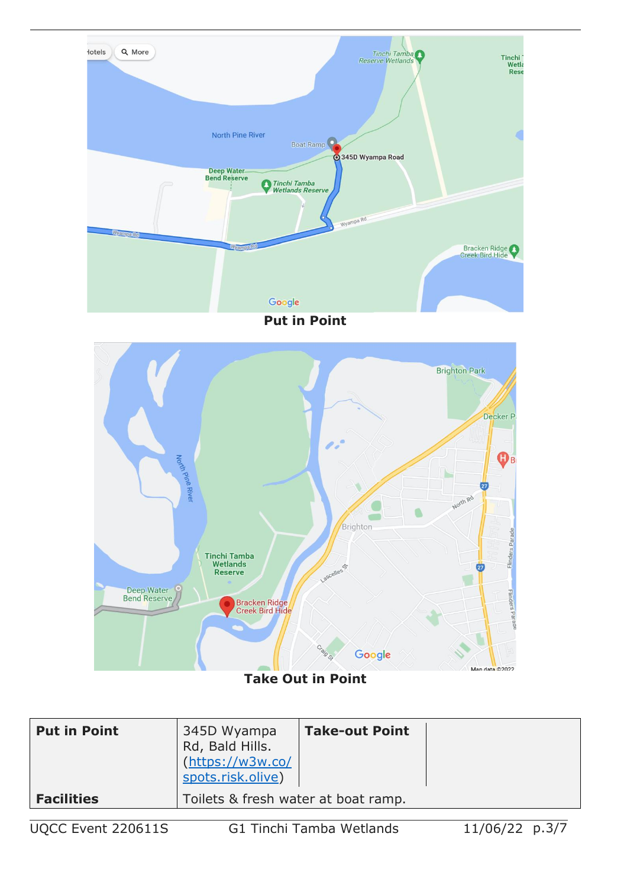Put in Point

Take Out in Point

| Put in Point | 345D Wyampa Rd, Bald Hills. (https://w3w.co/spots.risk.olive) | Take-out Point | |
|---|---|---|---|
| Facilities | Toilets & fresh water at boat ramp. | | |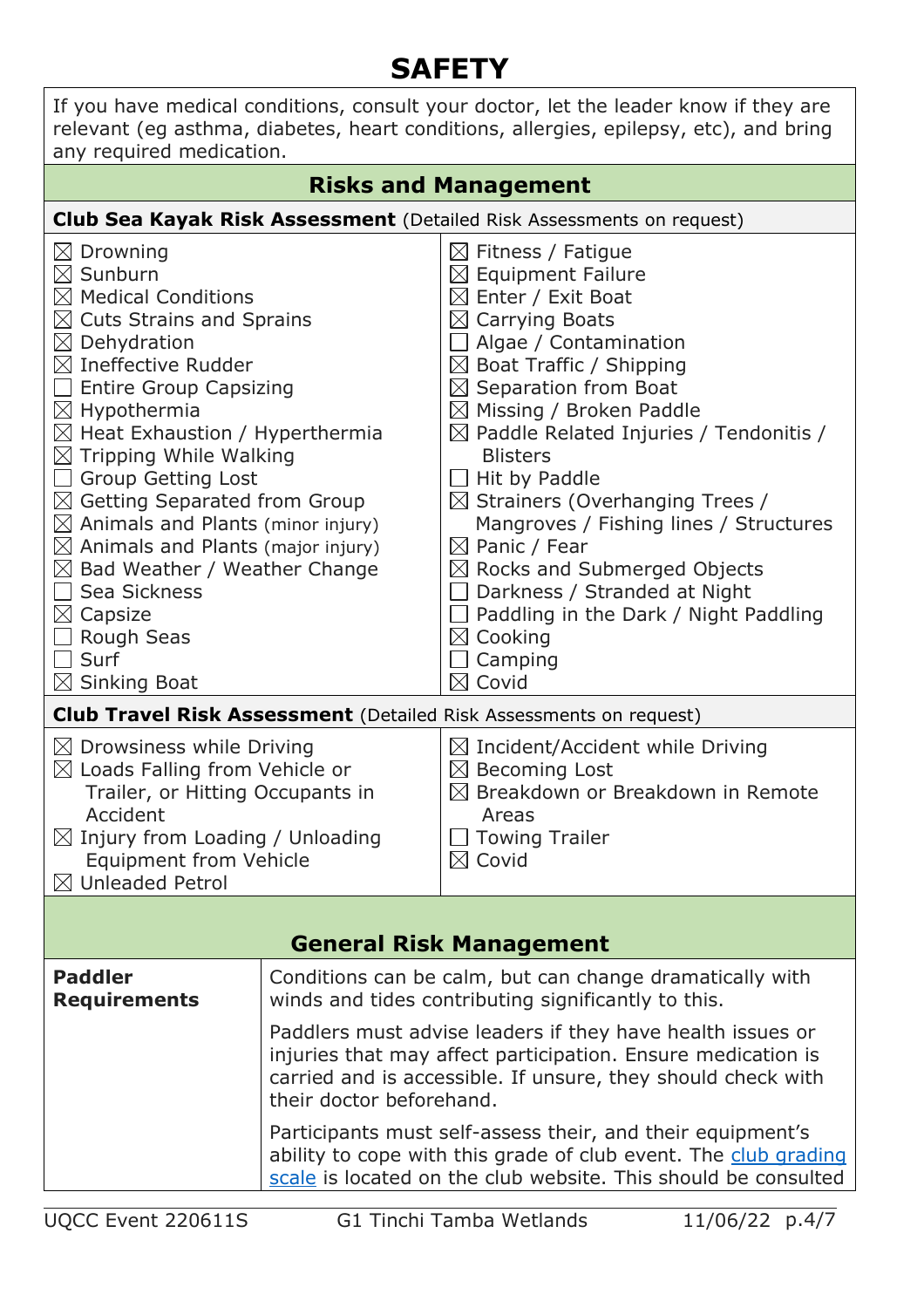# SAFETY

If you have medical conditions, consult your doctor, let the leader know if they are relevant (eg asthma, diabetes, heart conditions, allergies, epilepsy, etc), and bring any required medication.

## Risks and Management

**Club Sea Kayak Risk Assessment** (Detailed Risk Assessments on request)

- ☒ Drowning
- ☒ Sunburn
- ☒ Medical Conditions
- ☒ Cuts Strains and Sprains
- ☒ Dehydration
- ☒ Ineffective Rudder
- ☐ Entire Group Capsizing
- ☒ Hypothermia
- ☒ Heat Exhaustion / Hyperthermia
- ☒ Tripping While Walking
- ☐ Group Getting Lost
- ☒ Getting Separated from Group
- ☒ Animals and Plants (minor injury)
- ☒ Animals and Plants (major injury)
- ☒ Bad Weather / Weather Change
- ☐ Sea Sickness
- ☒ Capsize
- ☐ Rough Seas
- ☐ Surf
- ☒ Sinking Boat
- ☒ Fitness / Fatigue
- ☒ Equipment Failure
- ☒ Enter / Exit Boat
- ☒ Carrying Boats
- ☐ Algae / Contamination
- ☒ Boat Traffic / Shipping
- ☒ Separation from Boat
- ☒ Missing / Broken Paddle
- ☒ Paddle Related Injuries / Tendonitis / Blisters
- ☐ Hit by Paddle
- ☒ Strainers (Overhanging Trees / Mangroves / Fishing lines / Structures
- ☒ Panic / Fear
- ☒ Rocks and Submerged Objects
- ☐ Darkness / Stranded at Night
- ☐ Paddling in the Dark / Night Paddling
- ☒ Cooking
- ☐ Camping
- ☒ Covid

**Club Travel Risk Assessment** (Detailed Risk Assessments on request)

- ☒ Drowsiness while Driving
- ☒ Loads Falling from Vehicle or Trailer, or Hitting Occupants in Accident
- ☒ Injury from Loading / Unloading Equipment from Vehicle
- ☒ Unleaded Petrol
- ☒ Incident/Accident while Driving
- ☒ Becoming Lost
- ☒ Breakdown or Breakdown in Remote Areas
- ☐ Towing Trailer
- ☒ Covid

## General Risk Management

| | |
|---|---|
| **Paddler Requirements** | Conditions can be calm, but can change dramatically with winds and tides contributing significantly to this.<br><br>Paddlers must advise leaders if they have health issues or injuries that may affect participation. Ensure medication is carried and is accessible. If unsure, they should check with their doctor beforehand.<br><br>Participants must self-assess their, and their equipment's ability to cope with this grade of club event. The club grading scale is located on the club website. This should be consulted |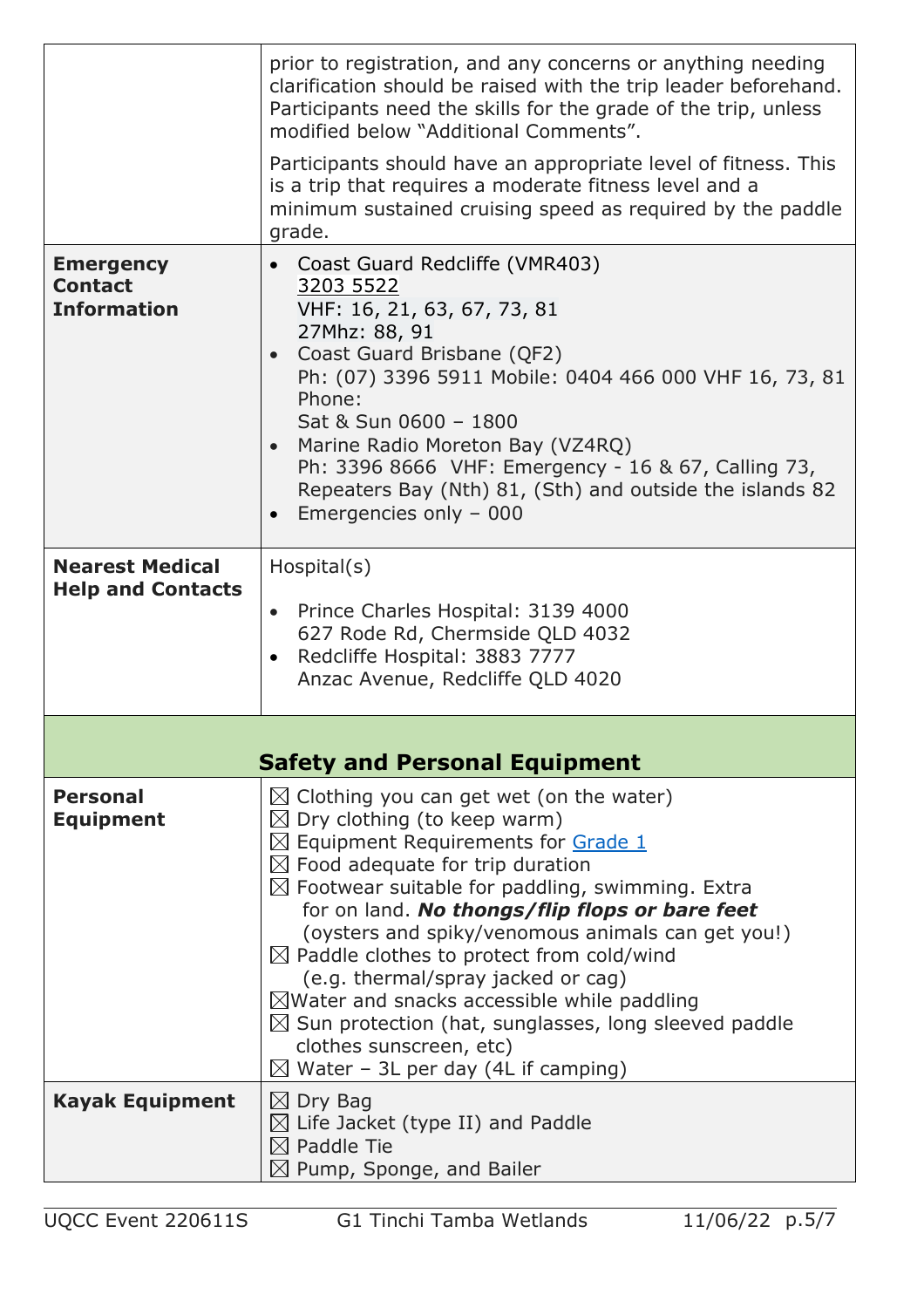| | |
|---|---|
| | prior to registration, and any concerns or anything needing clarification should be raised with the trip leader beforehand. Participants need the skills for the grade of the trip, unless modified below "Additional Comments".<br><br>Participants should have an appropriate level of fitness. This is a trip that requires a moderate fitness level and a minimum sustained cruising speed as required by the paddle grade. |
| **Emergency Contact Information** | • Coast Guard Redcliffe (VMR403)<br>3203 5522<br>VHF: 16, 21, 63, 67, 73, 81<br>27Mhz: 88, 91<br>• Coast Guard Brisbane (QF2)<br>Ph: (07) 3396 5911 Mobile: 0404 466 000 VHF 16, 73, 81<br>Phone:<br>Sat & Sun 0600 – 1800<br>• Marine Radio Moreton Bay (VZ4RQ)<br>Ph: 3396 8666 VHF: Emergency - 16 & 67, Calling 73, Repeaters Bay (Nth) 81, (Sth) and outside the islands 82<br>• Emergencies only – 000 |
| **Nearest Medical Help and Contacts** | Hospital(s)<br><br>• Prince Charles Hospital: 3139 4000<br>627 Rode Rd, Chermside QLD 4032<br>• Redcliffe Hospital: 3883 7777<br>Anzac Avenue, Redcliffe QLD 4020 |
| **Safety and Personal Equipment** | |
| **Personal Equipment** | ☒ Clothing you can get wet (on the water)<br>☒ Dry clothing (to keep warm)<br>☒ Equipment Requirements for Grade 1<br>☒ Food adequate for trip duration<br>☒ Footwear suitable for paddling, swimming. Extra for on land. ***No thongs/flip flops or bare feet*** (oysters and spiky/venomous animals can get you!)<br>☒ Paddle clothes to protect from cold/wind (e.g. thermal/spray jacked or cag)<br>☒ Water and snacks accessible while paddling<br>☒ Sun protection (hat, sunglasses, long sleeved paddle clothes sunscreen, etc)<br>☒ Water – 3L per day (4L if camping) |
| **Kayak Equipment** | ☒ Dry Bag<br>☒ Life Jacket (type II) and Paddle<br>☒ Paddle Tie<br>☒ Pump, Sponge, and Bailer |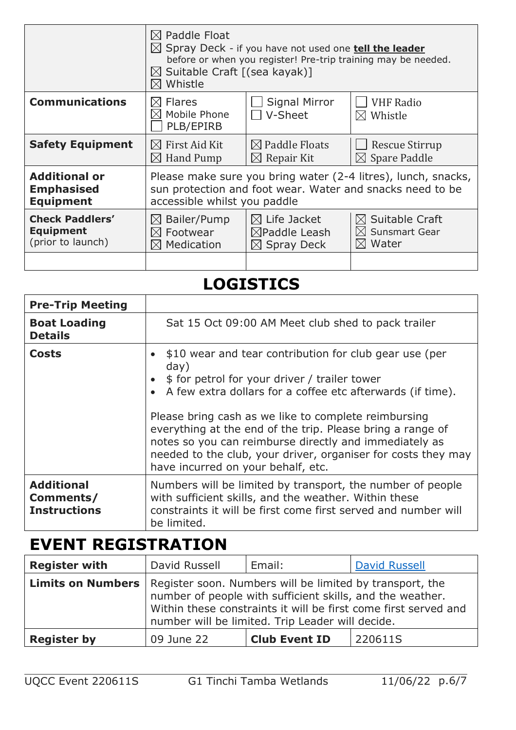|  |  |  |  |
|---|---|---|---|
|  | ☒ Paddle Float<br>☒ Spray Deck - if you have not used one **tell the leader** before or when you register! Pre-trip training may be needed.<br>☒ Suitable Craft [(sea kayak)]<br>☒ Whistle | | |
| **Communications** | ☒ Flares<br>☒ Mobile Phone<br>☐ PLB/EPIRB | ☐ Signal Mirror<br>☐ V-Sheet | ☐ VHF Radio<br>☒ Whistle |
| **Safety Equipment** | ☒ First Aid Kit<br>☒ Hand Pump | ☒ Paddle Floats<br>☒ Repair Kit | ☐ Rescue Stirrup<br>☒ Spare Paddle |
| **Additional or Emphasised Equipment** | Please make sure you bring water (2-4 litres), lunch, snacks, sun protection and foot wear. Water and snacks need to be accessible whilst you paddle | | |
| **Check Paddlers' Equipment** (prior to launch) | ☒ Bailer/Pump<br>☒ Footwear<br>☒ Medication | ☒ Life Jacket<br>☒Paddle Leash<br>☒ Spray Deck | ☒ Suitable Craft<br>☒ Sunsmart Gear<br>☒ Water |
|  |  |  |  |

# LOGISTICS

| | |
|---|---|
| **Pre-Trip Meeting** | |
| **Boat Loading Details** | Sat 15 Oct 09:00 AM Meet club shed to pack trailer |
| **Costs** | • $10 wear and tear contribution for club gear use (per day)<br>• $ for petrol for your driver / trailer tower<br>• A few extra dollars for a coffee etc afterwards (if time).<br><br>Please bring cash as we like to complete reimbursing everything at the end of the trip. Please bring a range of notes so you can reimburse directly and immediately as needed to the club, your driver, organiser for costs they may have incurred on your behalf, etc. |
| **Additional Comments/ Instructions** | Numbers will be limited by transport, the number of people with sufficient skills, and the weather. Within these constraints it will be first come first served and number will be limited. |

# EVENT REGISTRATION

| | | | |
|---|---|---|---|
| **Register with** | David Russell | Email: | David Russell |
| **Limits on Numbers** | Register soon. Numbers will be limited by transport, the number of people with sufficient skills, and the weather. Within these constraints it will be first come first served and number will be limited. Trip Leader will decide. | | |
| **Register by** | 09 June 22 | **Club Event ID** | 220611S |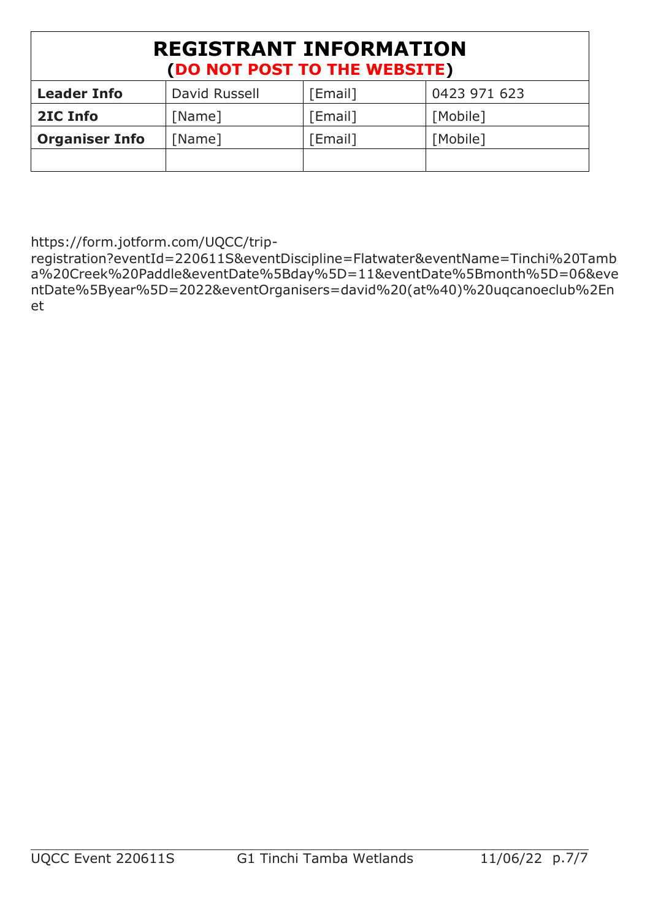## REGISTRANT INFORMATION
**(DO NOT POST TO THE WEBSITE)**

| | | | |
|---|---|---|---|
| **Leader Info** | David Russell | [Email] | 0423 971 623 |
| **2IC Info** | [Name] | [Email] | [Mobile] |
| **Organiser Info** | [Name] | [Email] | [Mobile] |
| | | | |

https://form.jotform.com/UQCC/trip-registration?eventId=220611S&eventDiscipline=Flatwater&eventName=Tinchi%20Tamba%20Creek%20Paddle&eventDate%5Bday%5D=11&eventDate%5Bmonth%5D=06&eventDate%5Byear%5D=2022&eventOrganisers=david%20(at%40)%20uqcanoeclub%2Enet